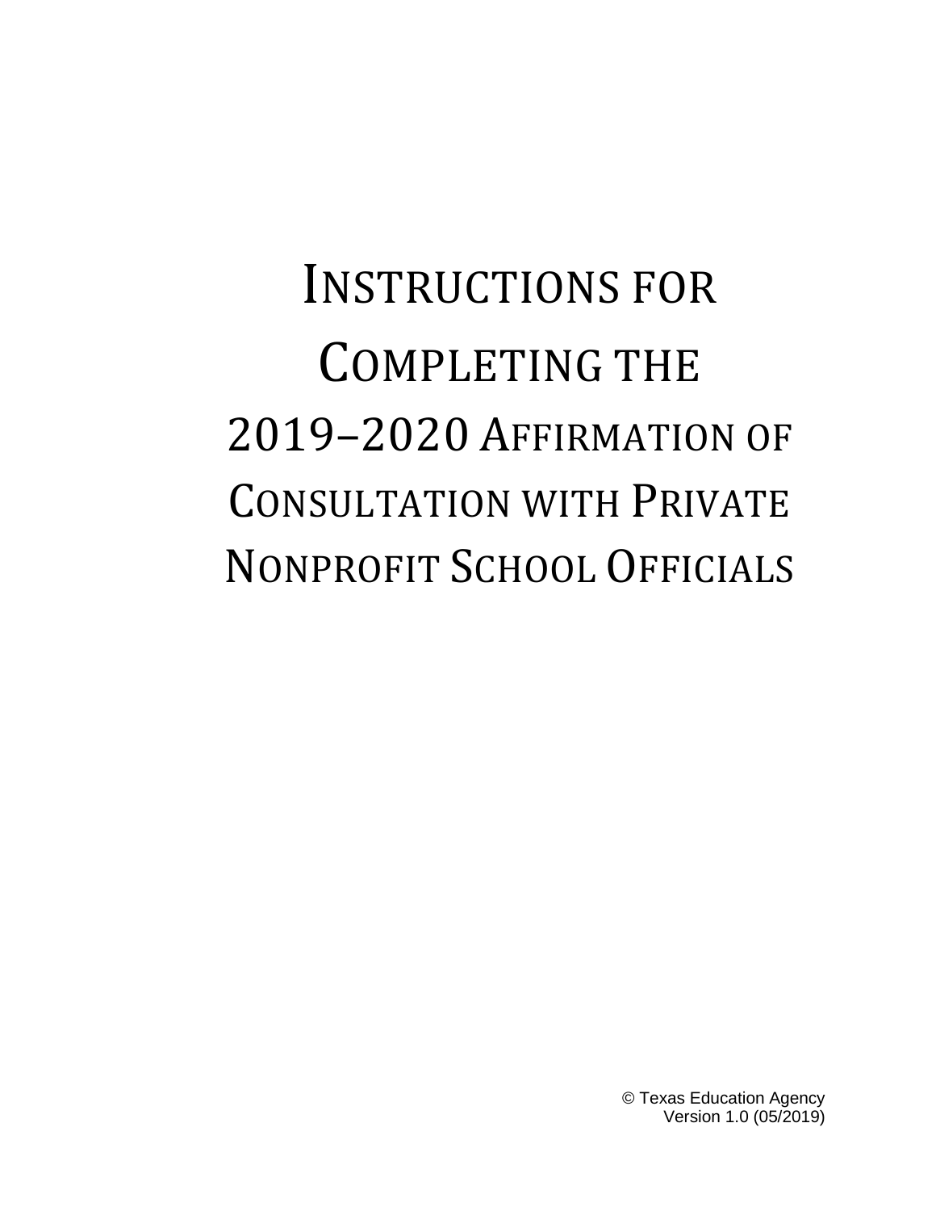# Instructions for Completing the 2019–2020 Affirmation of Consultation with Private Nonprofit School Officials

© Texas Education Agency
Version 1.0 (05/2019)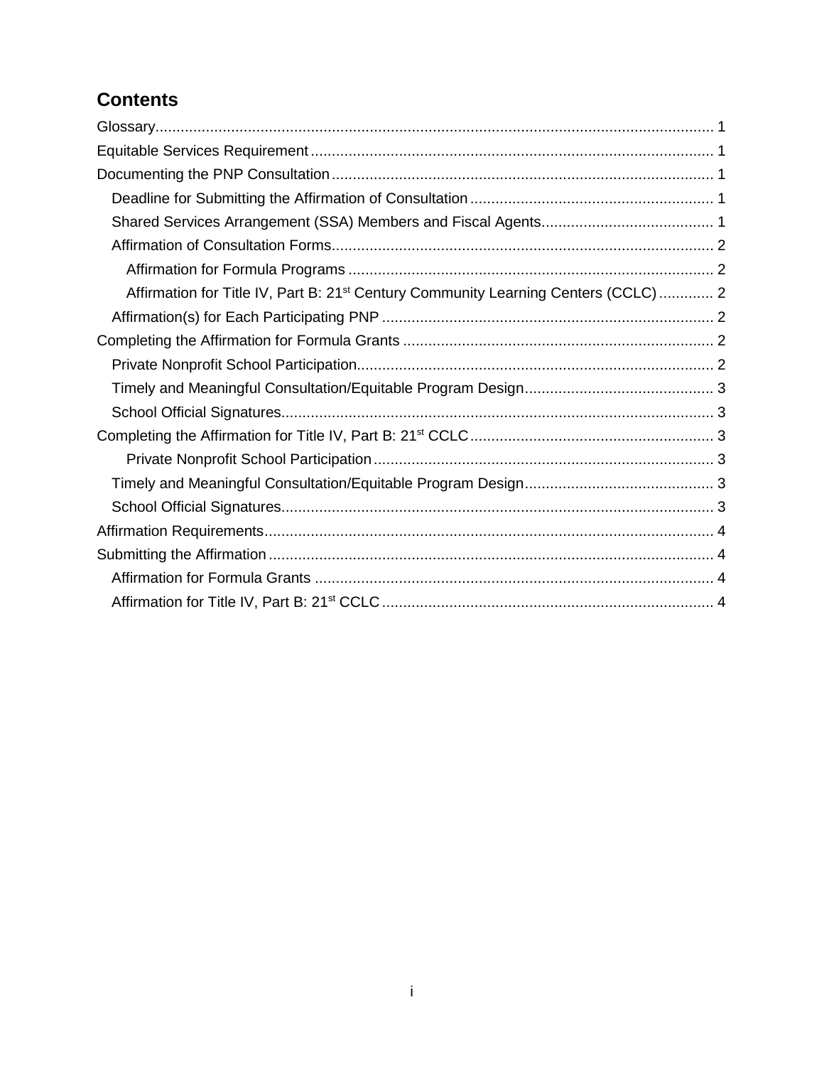## Contents

- Glossary ..... 1
- Equitable Services Requirement ..... 1
- Documenting the PNP Consultation ..... 1
  - Deadline for Submitting the Affirmation of Consultation ..... 1
  - Shared Services Arrangement (SSA) Members and Fiscal Agents ..... 1
  - Affirmation of Consultation Forms ..... 2
    - Affirmation for Formula Programs ..... 2
    - Affirmation for Title IV, Part B: 21st Century Community Learning Centers (CCLC) ..... 2
  - Affirmation(s) for Each Participating PNP ..... 2
- Completing the Affirmation for Formula Grants ..... 2
  - Private Nonprofit School Participation ..... 2
  - Timely and Meaningful Consultation/Equitable Program Design ..... 3
  - School Official Signatures ..... 3
- Completing the Affirmation for Title IV, Part B: 21st CCLC ..... 3
    - Private Nonprofit School Participation ..... 3
  - Timely and Meaningful Consultation/Equitable Program Design ..... 3
  - School Official Signatures ..... 3
- Affirmation Requirements ..... 4
- Submitting the Affirmation ..... 4
  - Affirmation for Formula Grants ..... 4
  - Affirmation for Title IV, Part B: 21st CCLC ..... 4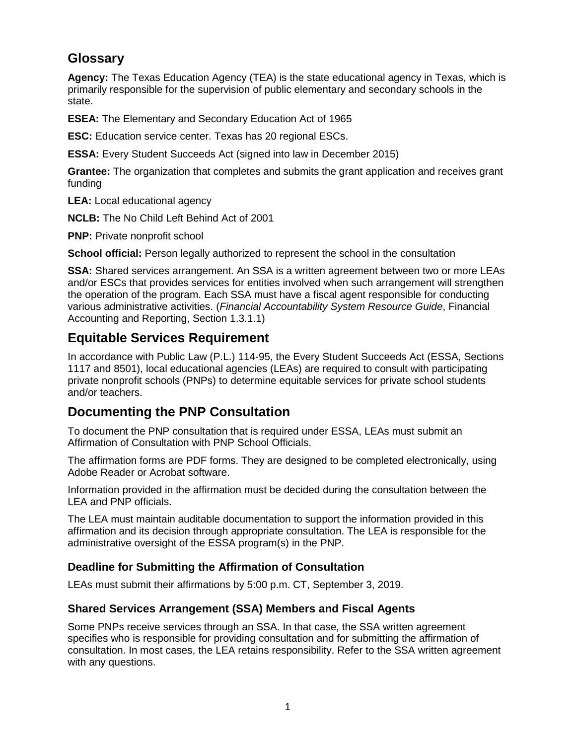## Glossary

**Agency:** The Texas Education Agency (TEA) is the state educational agency in Texas, which is primarily responsible for the supervision of public elementary and secondary schools in the state.

**ESEA:** The Elementary and Secondary Education Act of 1965

**ESC:** Education service center. Texas has 20 regional ESCs.

**ESSA:** Every Student Succeeds Act (signed into law in December 2015)

**Grantee:** The organization that completes and submits the grant application and receives grant funding

**LEA:** Local educational agency

**NCLB:** The No Child Left Behind Act of 2001

**PNP:** Private nonprofit school

**School official:** Person legally authorized to represent the school in the consultation

**SSA:** Shared services arrangement. An SSA is a written agreement between two or more LEAs and/or ESCs that provides services for entities involved when such arrangement will strengthen the operation of the program. Each SSA must have a fiscal agent responsible for conducting various administrative activities. (*Financial Accountability System Resource Guide*, Financial Accounting and Reporting, Section 1.3.1.1)

## Equitable Services Requirement

In accordance with Public Law (P.L.) 114-95, the Every Student Succeeds Act (ESSA, Sections 1117 and 8501), local educational agencies (LEAs) are required to consult with participating private nonprofit schools (PNPs) to determine equitable services for private school students and/or teachers.

## Documenting the PNP Consultation

To document the PNP consultation that is required under ESSA, LEAs must submit an Affirmation of Consultation with PNP School Officials.

The affirmation forms are PDF forms. They are designed to be completed electronically, using Adobe Reader or Acrobat software.

Information provided in the affirmation must be decided during the consultation between the LEA and PNP officials.

The LEA must maintain auditable documentation to support the information provided in this affirmation and its decision through appropriate consultation. The LEA is responsible for the administrative oversight of the ESSA program(s) in the PNP.

### Deadline for Submitting the Affirmation of Consultation

LEAs must submit their affirmations by 5:00 p.m. CT, September 3, 2019.

### Shared Services Arrangement (SSA) Members and Fiscal Agents

Some PNPs receive services through an SSA. In that case, the SSA written agreement specifies who is responsible for providing consultation and for submitting the affirmation of consultation. In most cases, the LEA retains responsibility. Refer to the SSA written agreement with any questions.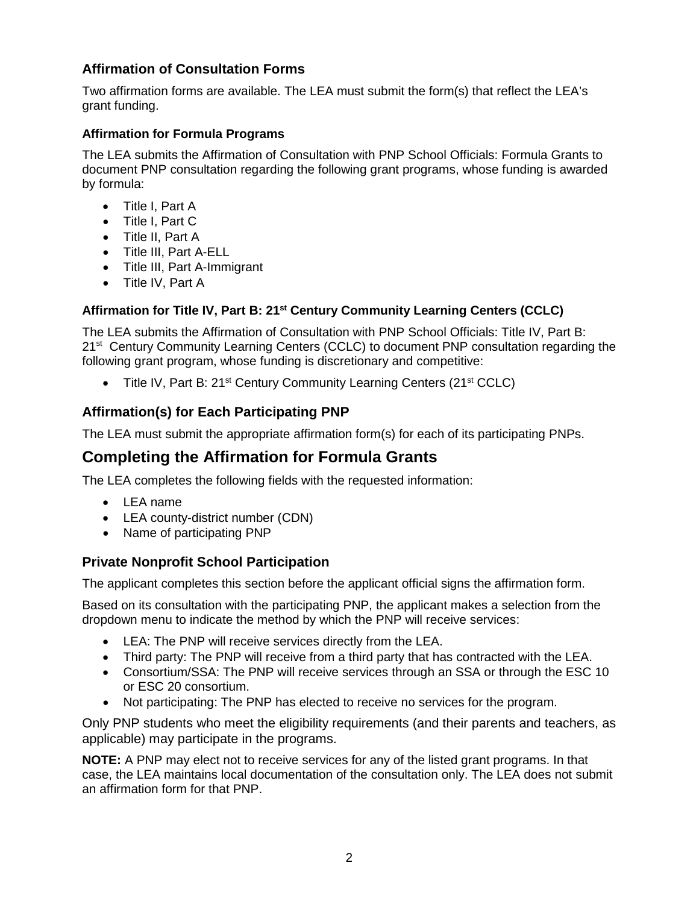### Affirmation of Consultation Forms

Two affirmation forms are available. The LEA must submit the form(s) that reflect the LEA's grant funding.

#### Affirmation for Formula Programs

The LEA submits the Affirmation of Consultation with PNP School Officials: Formula Grants to document PNP consultation regarding the following grant programs, whose funding is awarded by formula:

- Title I, Part A
- Title I, Part C
- Title II, Part A
- Title III, Part A-ELL
- Title III, Part A-Immigrant
- Title IV, Part A

#### Affirmation for Title IV, Part B: 21st Century Community Learning Centers (CCLC)

The LEA submits the Affirmation of Consultation with PNP School Officials: Title IV, Part B: 21st Century Community Learning Centers (CCLC) to document PNP consultation regarding the following grant program, whose funding is discretionary and competitive:

- Title IV, Part B: 21st Century Community Learning Centers (21st CCLC)

### Affirmation(s) for Each Participating PNP

The LEA must submit the appropriate affirmation form(s) for each of its participating PNPs.

## Completing the Affirmation for Formula Grants

The LEA completes the following fields with the requested information:

- LEA name
- LEA county-district number (CDN)
- Name of participating PNP

### Private Nonprofit School Participation

The applicant completes this section before the applicant official signs the affirmation form.

Based on its consultation with the participating PNP, the applicant makes a selection from the dropdown menu to indicate the method by which the PNP will receive services:

- LEA: The PNP will receive services directly from the LEA.
- Third party: The PNP will receive from a third party that has contracted with the LEA.
- Consortium/SSA: The PNP will receive services through an SSA or through the ESC 10 or ESC 20 consortium.
- Not participating: The PNP has elected to receive no services for the program.

Only PNP students who meet the eligibility requirements (and their parents and teachers, as applicable) may participate in the programs.

**NOTE:** A PNP may elect not to receive services for any of the listed grant programs. In that case, the LEA maintains local documentation of the consultation only. The LEA does not submit an affirmation form for that PNP.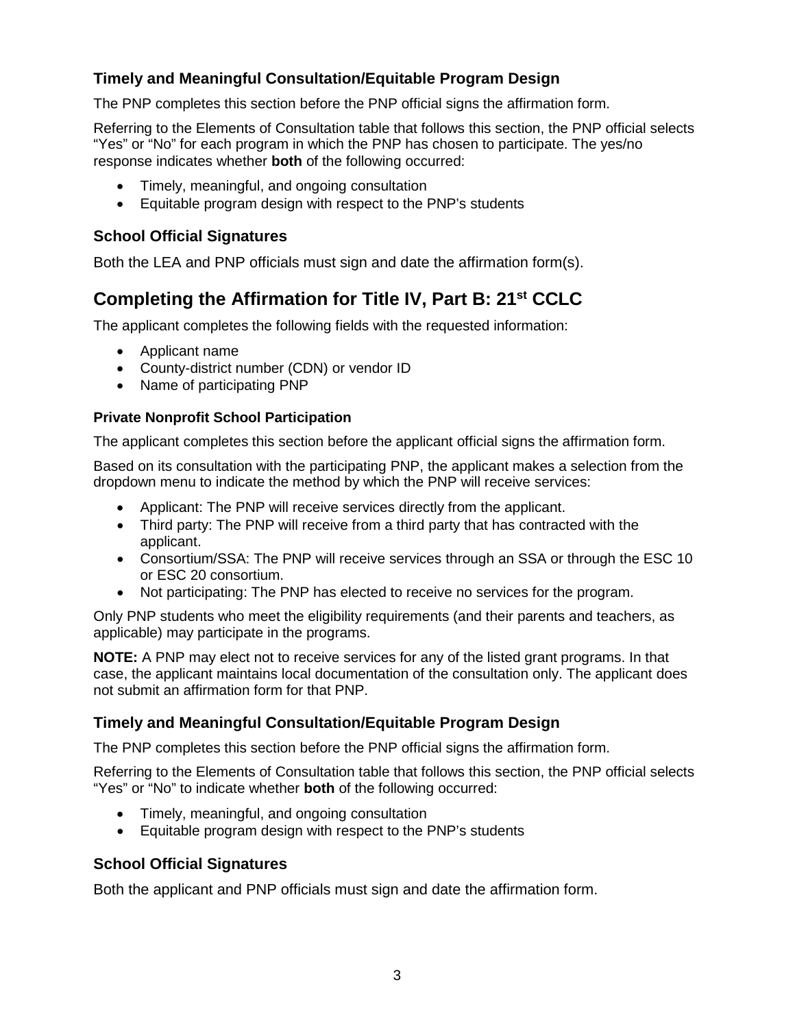### Timely and Meaningful Consultation/Equitable Program Design

The PNP completes this section before the PNP official signs the affirmation form.

Referring to the Elements of Consultation table that follows this section, the PNP official selects "Yes" or "No" for each program in which the PNP has chosen to participate. The yes/no response indicates whether **both** of the following occurred:

- Timely, meaningful, and ongoing consultation
- Equitable program design with respect to the PNP's students

### School Official Signatures

Both the LEA and PNP officials must sign and date the affirmation form(s).

## Completing the Affirmation for Title IV, Part B: 21st CCLC

The applicant completes the following fields with the requested information:

- Applicant name
- County-district number (CDN) or vendor ID
- Name of participating PNP

#### Private Nonprofit School Participation

The applicant completes this section before the applicant official signs the affirmation form.

Based on its consultation with the participating PNP, the applicant makes a selection from the dropdown menu to indicate the method by which the PNP will receive services:

- Applicant: The PNP will receive services directly from the applicant.
- Third party: The PNP will receive from a third party that has contracted with the applicant.
- Consortium/SSA: The PNP will receive services through an SSA or through the ESC 10 or ESC 20 consortium.
- Not participating: The PNP has elected to receive no services for the program.

Only PNP students who meet the eligibility requirements (and their parents and teachers, as applicable) may participate in the programs.

**NOTE:** A PNP may elect not to receive services for any of the listed grant programs. In that case, the applicant maintains local documentation of the consultation only. The applicant does not submit an affirmation form for that PNP.

### Timely and Meaningful Consultation/Equitable Program Design

The PNP completes this section before the PNP official signs the affirmation form.

Referring to the Elements of Consultation table that follows this section, the PNP official selects "Yes" or "No" to indicate whether **both** of the following occurred:

- Timely, meaningful, and ongoing consultation
- Equitable program design with respect to the PNP's students

### School Official Signatures

Both the applicant and PNP officials must sign and date the affirmation form.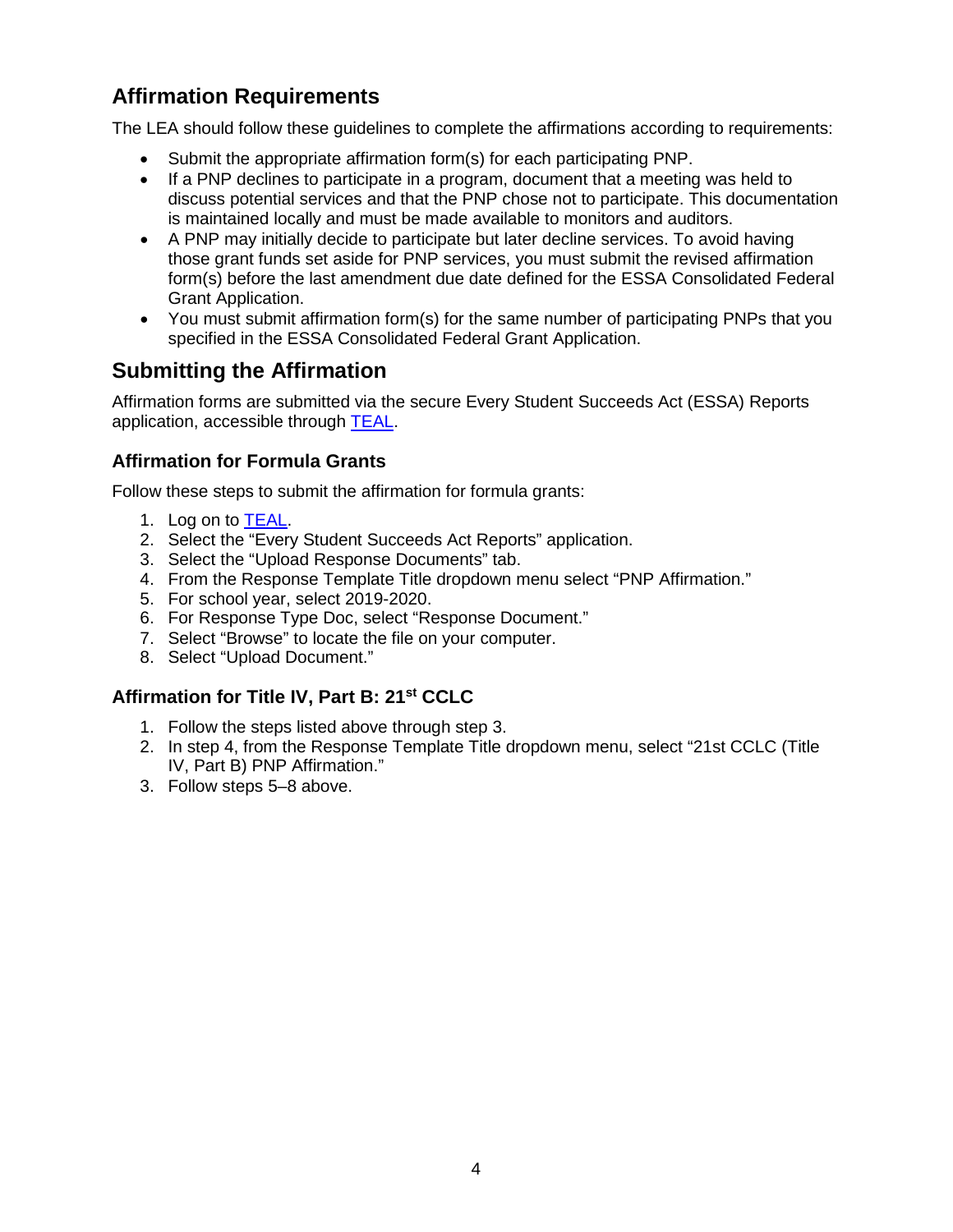## Affirmation Requirements

The LEA should follow these guidelines to complete the affirmations according to requirements:

- Submit the appropriate affirmation form(s) for each participating PNP.
- If a PNP declines to participate in a program, document that a meeting was held to discuss potential services and that the PNP chose not to participate. This documentation is maintained locally and must be made available to monitors and auditors.
- A PNP may initially decide to participate but later decline services. To avoid having those grant funds set aside for PNP services, you must submit the revised affirmation form(s) before the last amendment due date defined for the ESSA Consolidated Federal Grant Application.
- You must submit affirmation form(s) for the same number of participating PNPs that you specified in the ESSA Consolidated Federal Grant Application.

## Submitting the Affirmation

Affirmation forms are submitted via the secure Every Student Succeeds Act (ESSA) Reports application, accessible through TEAL.

### Affirmation for Formula Grants

Follow these steps to submit the affirmation for formula grants:

1. Log on to TEAL.
2. Select the "Every Student Succeeds Act Reports" application.
3. Select the "Upload Response Documents" tab.
4. From the Response Template Title dropdown menu select "PNP Affirmation."
5. For school year, select 2019-2020.
6. For Response Type Doc, select "Response Document."
7. Select "Browse" to locate the file on your computer.
8. Select "Upload Document."

### Affirmation for Title IV, Part B: 21st CCLC

1. Follow the steps listed above through step 3.
2. In step 4, from the Response Template Title dropdown menu, select "21st CCLC (Title IV, Part B) PNP Affirmation."
3. Follow steps 5–8 above.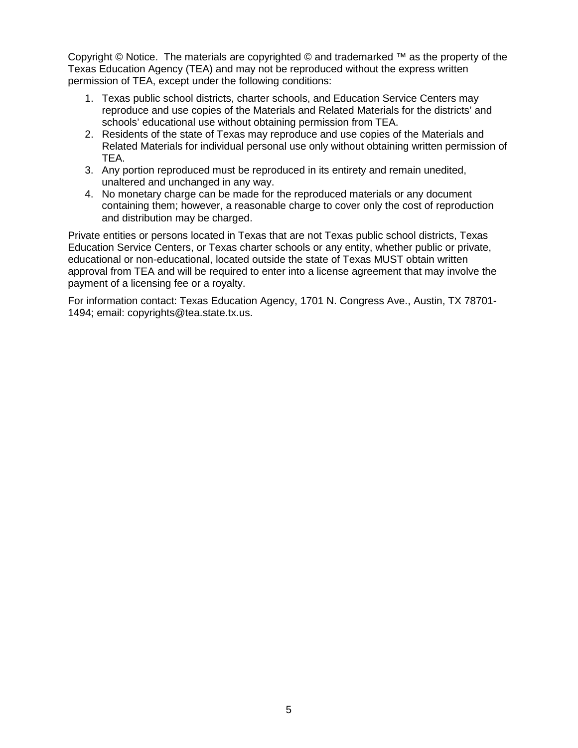Copyright © Notice. The materials are copyrighted © and trademarked ™ as the property of the Texas Education Agency (TEA) and may not be reproduced without the express written permission of TEA, except under the following conditions:

1. Texas public school districts, charter schools, and Education Service Centers may reproduce and use copies of the Materials and Related Materials for the districts' and schools' educational use without obtaining permission from TEA.
2. Residents of the state of Texas may reproduce and use copies of the Materials and Related Materials for individual personal use only without obtaining written permission of TEA.
3. Any portion reproduced must be reproduced in its entirety and remain unedited, unaltered and unchanged in any way.
4. No monetary charge can be made for the reproduced materials or any document containing them; however, a reasonable charge to cover only the cost of reproduction and distribution may be charged.

Private entities or persons located in Texas that are not Texas public school districts, Texas Education Service Centers, or Texas charter schools or any entity, whether public or private, educational or non-educational, located outside the state of Texas MUST obtain written approval from TEA and will be required to enter into a license agreement that may involve the payment of a licensing fee or a royalty.

For information contact: Texas Education Agency, 1701 N. Congress Ave., Austin, TX 78701-1494; email: copyrights@tea.state.tx.us.